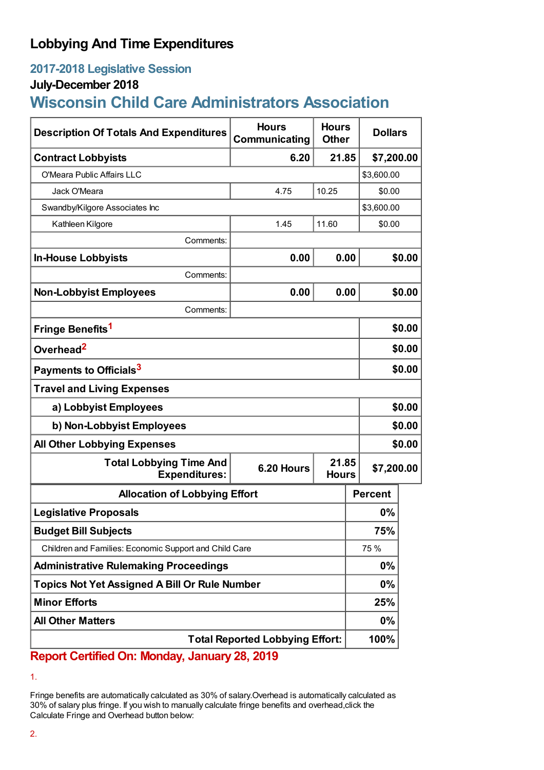# Lobbying And Time Expenditures

## 2017-2018 Legislative Session

### July-December 2018

## Wisconsin Child Care Administrators Association

| Description Of Totals And Expenditures | Hours Communicating | Hours Other | Dollars |
|---|---|---|---|
| **Contract Lobbyists** | **6.20** | **21.85** | **$7,200.00** |
| O'Meara Public Affairs LLC | | | $3,600.00 |
| Jack O'Meara | 4.75 | 10.25 | $0.00 |
| Swandby/Kilgore Associates Inc | | | $3,600.00 |
| Kathleen Kilgore | 1.45 | 11.60 | $0.00 |
| Comments: | | | |
| **In-House Lobbyists** | **0.00** | **0.00** | **$0.00** |
| Comments: | | | |
| **Non-Lobbyist Employees** | **0.00** | **0.00** | **$0.00** |
| Comments: | | | |
| **Fringe Benefits**[1] | | | **$0.00** |
| **Overhead**[2] | | | **$0.00** |
| **Payments to Officials**[3] | | | **$0.00** |
| **Travel and Living Expenses** | | | |
| **a) Lobbyist Employees** | | | **$0.00** |
| **b) Non-Lobbyist Employees** | | | **$0.00** |
| **All Other Lobbying Expenses** | | | **$0.00** |
| **Total Lobbying Time And Expenditures:** | **6.20 Hours** | **21.85 Hours** | **$7,200.00** |

| Allocation of Lobbying Effort | Percent |
|---|---|
| **Legislative Proposals** | **0%** |
| **Budget Bill Subjects** | **75%** |
| Children and Families: Economic Support and Child Care | 75 % |
| **Administrative Rulemaking Proceedings** | **0%** |
| **Topics Not Yet Assigned A Bill Or Rule Number** | **0%** |
| **Minor Efforts** | **25%** |
| **All Other Matters** | **0%** |
| **Total Reported Lobbying Effort:** | **100%** |

## Report Certified On: Monday, January 28, 2019

1.

Fringe benefits are automatically calculated as 30% of salary.Overhead is automatically calculated as 30% of salary plus fringe. If you wish to manually calculate fringe benefits and overhead,click the Calculate Fringe and Overhead button below:

2.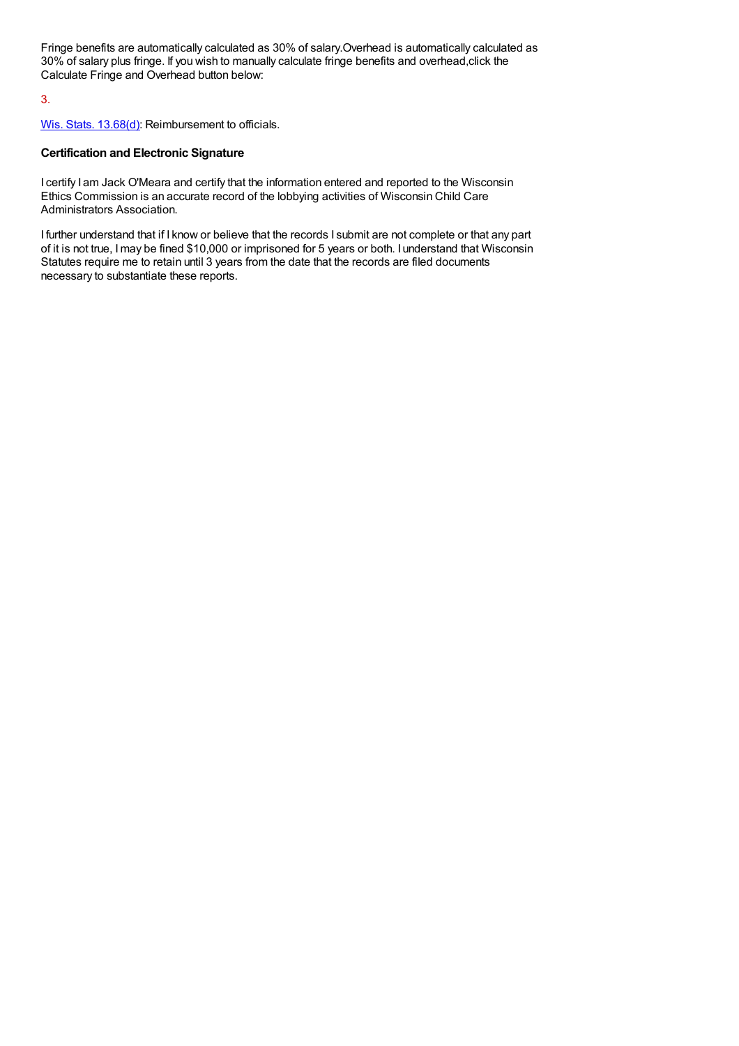Fringe benefits are automatically calculated as 30% of salary.Overhead is automatically calculated as 30% of salary plus fringe. If you wish to manually calculate fringe benefits and overhead,click the Calculate Fringe and Overhead button below:

3.

Wis. Stats. 13.68(d): Reimbursement to officials.

### Certification and Electronic Signature

I certify I am Jack O'Meara and certify that the information entered and reported to the Wisconsin Ethics Commission is an accurate record of the lobbying activities of Wisconsin Child Care Administrators Association.

I further understand that if I know or believe that the records I submit are not complete or that any part of it is not true, I may be fined $10,000 or imprisoned for 5 years or both. I understand that Wisconsin Statutes require me to retain until 3 years from the date that the records are filed documents necessary to substantiate these reports.